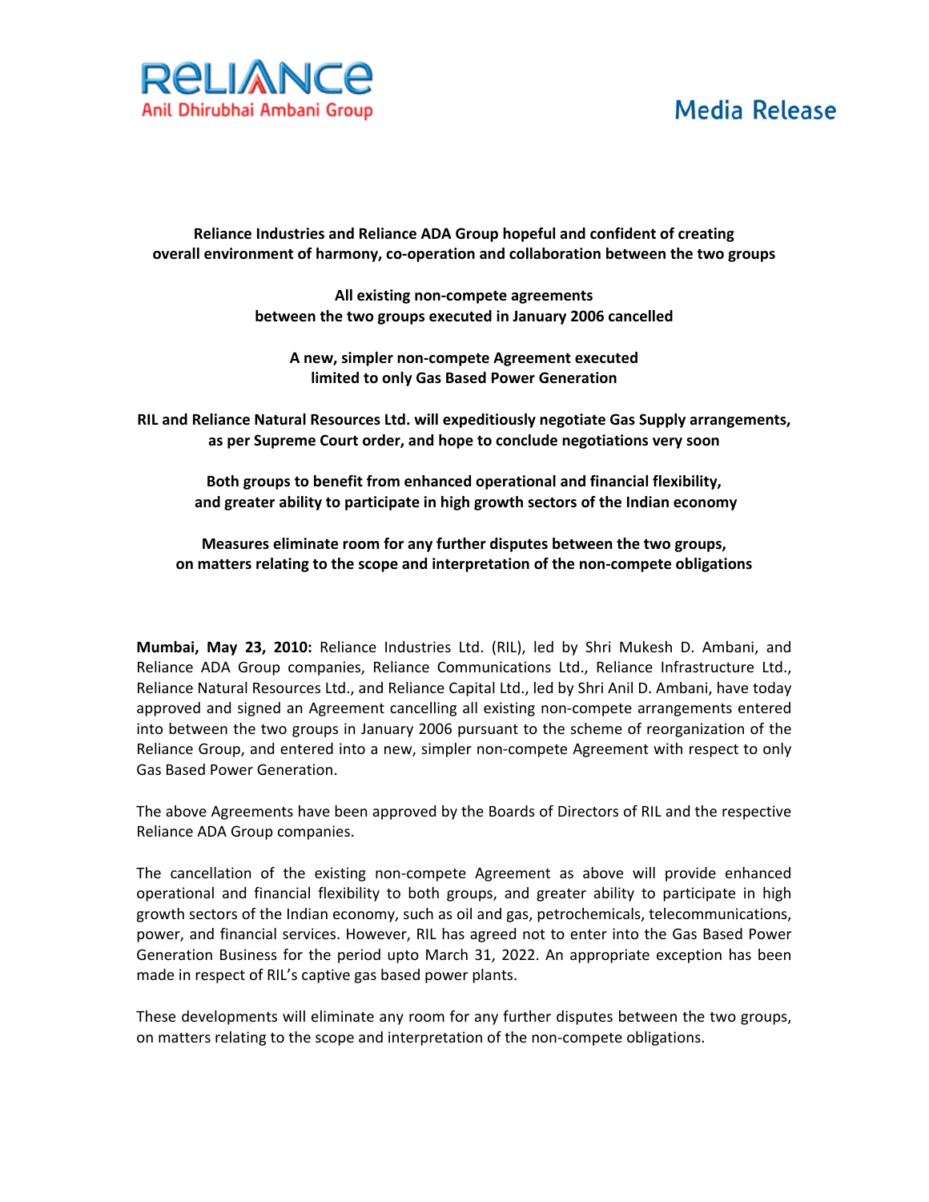**Reliance**
**Anil Dhirubhai Ambani Group**

**Media Release**

**Reliance Industries and Reliance ADA Group hopeful and confident of creating overall environment of harmony, co-operation and collaboration between the two groups**

**All existing non-compete agreements between the two groups executed in January 2006 cancelled**

**A new, simpler non-compete Agreement executed limited to only Gas Based Power Generation**

**RIL and Reliance Natural Resources Ltd. will expeditiously negotiate Gas Supply arrangements, as per Supreme Court order, and hope to conclude negotiations very soon**

**Both groups to benefit from enhanced operational and financial flexibility, and greater ability to participate in high growth sectors of the Indian economy**

**Measures eliminate room for any further disputes between the two groups, on matters relating to the scope and interpretation of the non-compete obligations**

**Mumbai, May 23, 2010:** Reliance Industries Ltd. (RIL), led by Shri Mukesh D. Ambani, and Reliance ADA Group companies, Reliance Communications Ltd., Reliance Infrastructure Ltd., Reliance Natural Resources Ltd., and Reliance Capital Ltd., led by Shri Anil D. Ambani, have today approved and signed an Agreement cancelling all existing non-compete arrangements entered into between the two groups in January 2006 pursuant to the scheme of reorganization of the Reliance Group, and entered into a new, simpler non-compete Agreement with respect to only Gas Based Power Generation.

The above Agreements have been approved by the Boards of Directors of RIL and the respective Reliance ADA Group companies.

The cancellation of the existing non-compete Agreement as above will provide enhanced operational and financial flexibility to both groups, and greater ability to participate in high growth sectors of the Indian economy, such as oil and gas, petrochemicals, telecommunications, power, and financial services. However, RIL has agreed not to enter into the Gas Based Power Generation Business for the period upto March 31, 2022. An appropriate exception has been made in respect of RIL's captive gas based power plants.

These developments will eliminate any room for any further disputes between the two groups, on matters relating to the scope and interpretation of the non-compete obligations.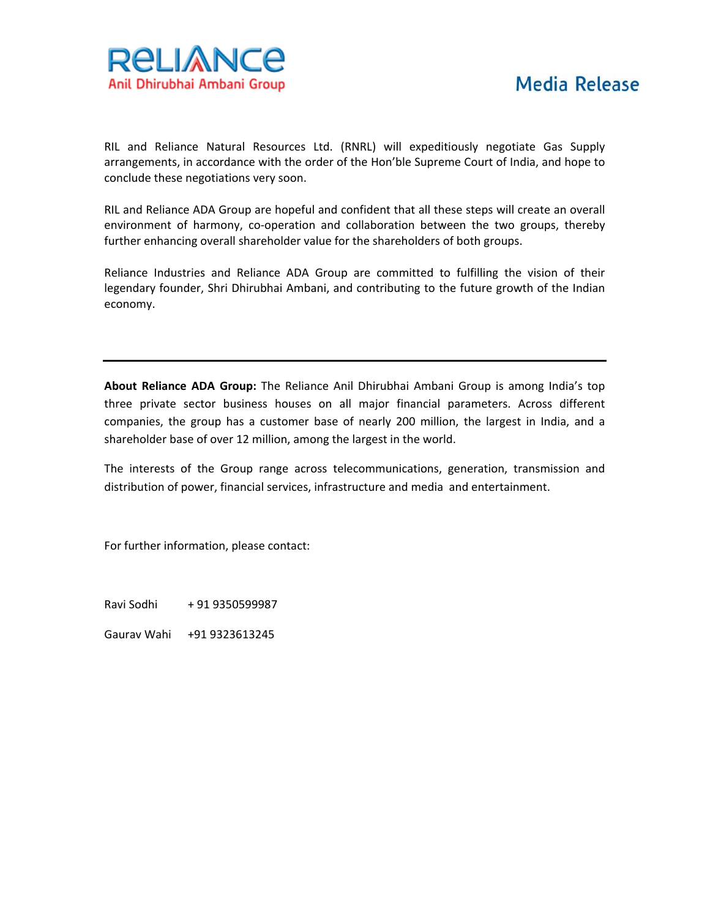RIL and Reliance Natural Resources Ltd. (RNRL) will expeditiously negotiate Gas Supply arrangements, in accordance with the order of the Hon'ble Supreme Court of India, and hope to conclude these negotiations very soon.

RIL and Reliance ADA Group are hopeful and confident that all these steps will create an overall environment of harmony, co-operation and collaboration between the two groups, thereby further enhancing overall shareholder value for the shareholders of both groups.

Reliance Industries and Reliance ADA Group are committed to fulfilling the vision of their legendary founder, Shri Dhirubhai Ambani, and contributing to the future growth of the Indian economy.

---

**About Reliance ADA Group:** The Reliance Anil Dhirubhai Ambani Group is among India's top three private sector business houses on all major financial parameters. Across different companies, the group has a customer base of nearly 200 million, the largest in India, and a shareholder base of over 12 million, among the largest in the world.

The interests of the Group range across telecommunications, generation, transmission and distribution of power, financial services, infrastructure and media and entertainment.

For further information, please contact:

Ravi Sodhi + 91 9350599987

Gaurav Wahi +91 9323613245